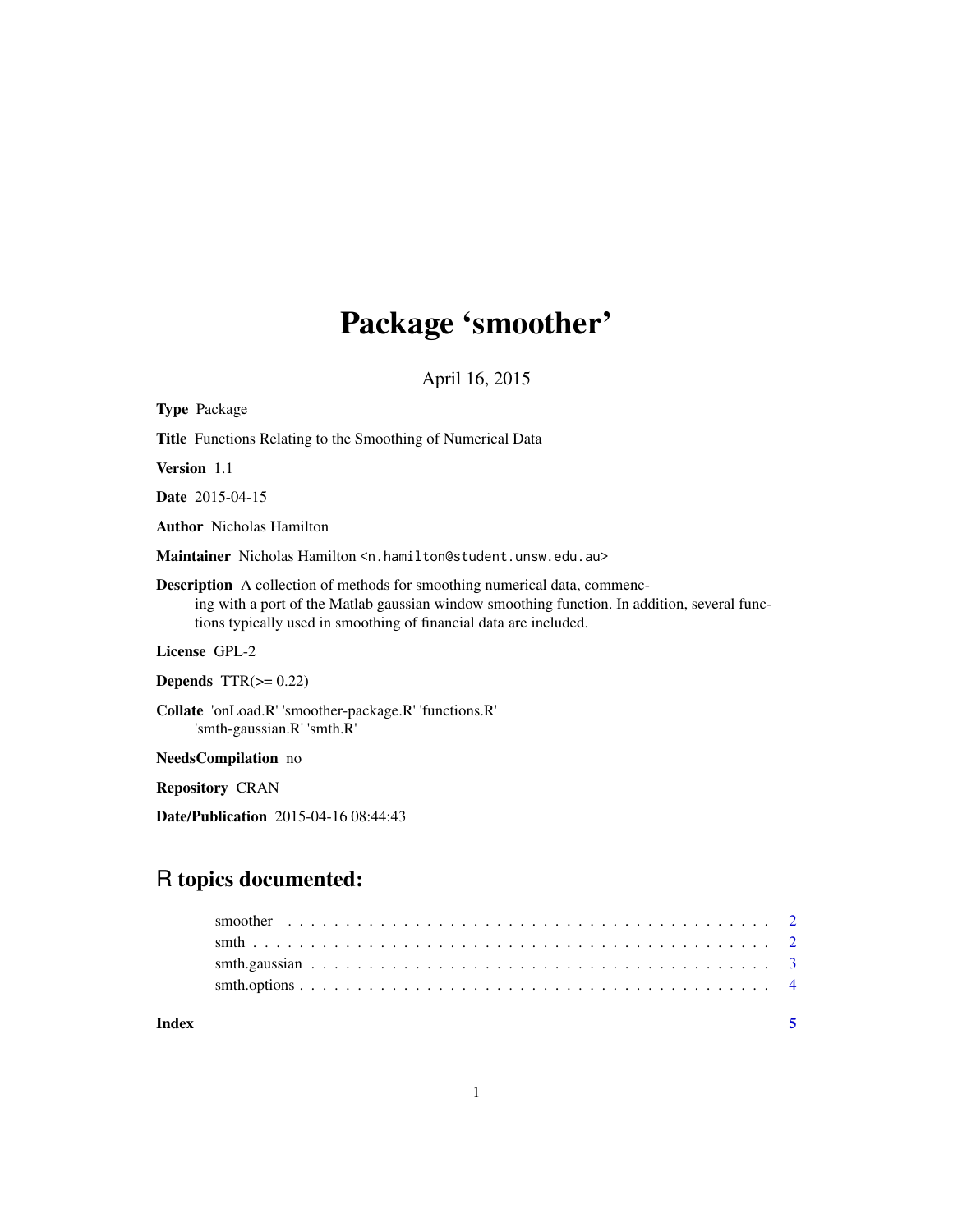# Package 'smoother'

April 16, 2015

**Type** Package

**Title** Functions Relating to the Smoothing of Numerical Data

**Version** 1.1

**Date** 2015-04-15

**Author** Nicholas Hamilton

**Maintainer** Nicholas Hamilton <n.hamilton@student.unsw.edu.au>

**Description** A collection of methods for smoothing numerical data, commencing with a port of the Matlab gaussian window smoothing function. In addition, several functions typically used in smoothing of financial data are included.

**License** GPL-2

**Depends** TTR(>= 0.22)

**Collate** 'onLoad.R' 'smoother-package.R' 'functions.R' 'smth-gaussian.R' 'smth.R'

**NeedsCompilation** no

**Repository** CRAN

**Date/Publication** 2015-04-16 08:44:43

## R topics documented:

smoother . . . . . . . . . . . . . . . . . . . . . . . . . . . . . . . . . . . . . . . . . . 2
smth . . . . . . . . . . . . . . . . . . . . . . . . . . . . . . . . . . . . . . . . . . . . 2
smth.gaussian . . . . . . . . . . . . . . . . . . . . . . . . . . . . . . . . . . . . . . . 3
smth.options . . . . . . . . . . . . . . . . . . . . . . . . . . . . . . . . . . . . . . . . 4

**Index** **5**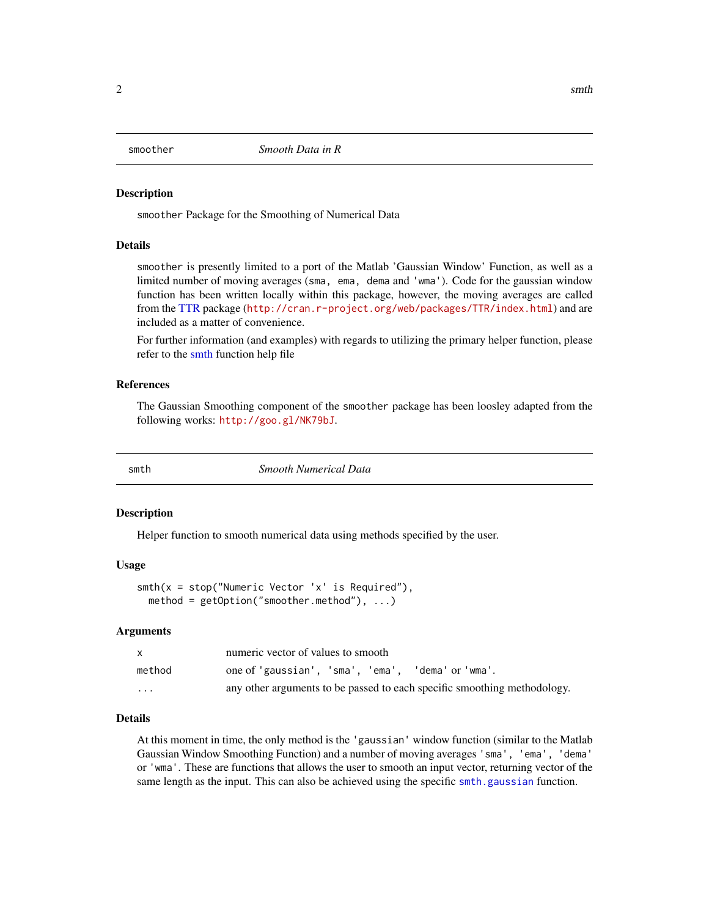## smoother — *Smooth Data in R*

### Description

`smoother` Package for the Smoothing of Numerical Data

### Details

`smoother` is presently limited to a port of the Matlab 'Gaussian Window' Function, as well as a limited number of moving averages (`sma, ema, dema` and `'wma'`). Code for the gaussian window function has been written locally within this package, however, the moving averages are called from the TTR package (`http://cran.r-project.org/web/packages/TTR/index.html`) and are included as a matter of convenience.

For further information (and examples) with regards to utilizing the primary helper function, please refer to the smth function help file

### References

The Gaussian Smoothing component of the `smoother` package has been loosley adapted from the following works: `http://goo.gl/NK79bJ`.

## smth — *Smooth Numerical Data*

### Description

Helper function to smooth numerical data using methods specified by the user.

### Usage

```
smth(x = stop("Numeric Vector 'x' is Required"),
  method = getOption("smoother.method"), ...)
```

### Arguments

| | |
|---|---|
| `x` | numeric vector of values to smooth |
| `method` | one of `'gaussian'`, `'sma'`, `'ema'`, `'dema'` or `'wma'`. |
| `...` | any other arguments to be passed to each specific smoothing methodology. |

### Details

At this moment in time, the only method is the `'gaussian'` window function (similar to the Matlab Gaussian Window Smoothing Function) and a number of moving averages `'sma'`, `'ema'`, `'dema'` or `'wma'`. These are functions that allows the user to smooth an input vector, returning vector of the same length as the input. This can also be achieved using the specific `smth.gaussian` function.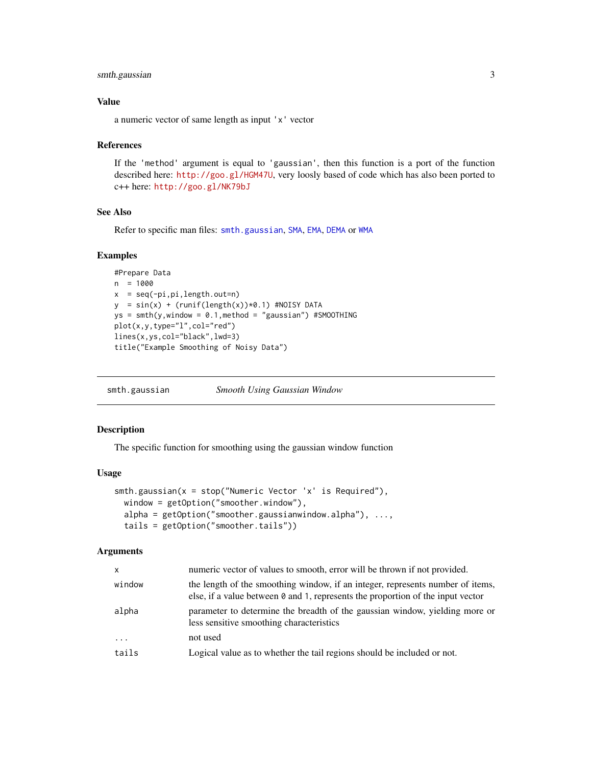### Value

a numeric vector of same length as input 'x' vector

### References

If the 'method' argument is equal to 'gaussian', then this function is a port of the function described here: http://goo.gl/HGM47U, very loosly based of code which has also been ported to c++ here: http://goo.gl/NK79bJ

### See Also

Refer to specific man files: smth.gaussian, SMA, EMA, DEMA or WMA

### Examples

```
#Prepare Data
n  = 1000
x  = seq(-pi,pi,length.out=n)
y  = sin(x) + (runif(length(x))*0.1) #NOISY DATA
ys = smth(y,window = 0.1,method = "gaussian") #SMOOTHING
plot(x,y,type="l",col="red")
lines(x,ys,col="black",lwd=3)
title("Example Smoothing of Noisy Data")
```

---

## smth.gaussian — *Smooth Using Gaussian Window*

### Description

The specific function for smoothing using the gaussian window function

### Usage

```
smth.gaussian(x = stop("Numeric Vector 'x' is Required"),
  window = getOption("smoother.window"),
  alpha = getOption("smoother.gaussianwindow.alpha"), ...,
  tails = getOption("smoother.tails"))
```

### Arguments

| | |
|---|---|
| x | numeric vector of values to smooth, error will be thrown if not provided. |
| window | the length of the smoothing window, if an integer, represents number of items, else, if a value between 0 and 1, represents the proportion of the input vector |
| alpha | parameter to determine the breadth of the gaussian window, yielding more or less sensitive smoothing characteristics |
| ... | not used |
| tails | Logical value as to whether the tail regions should be included or not. |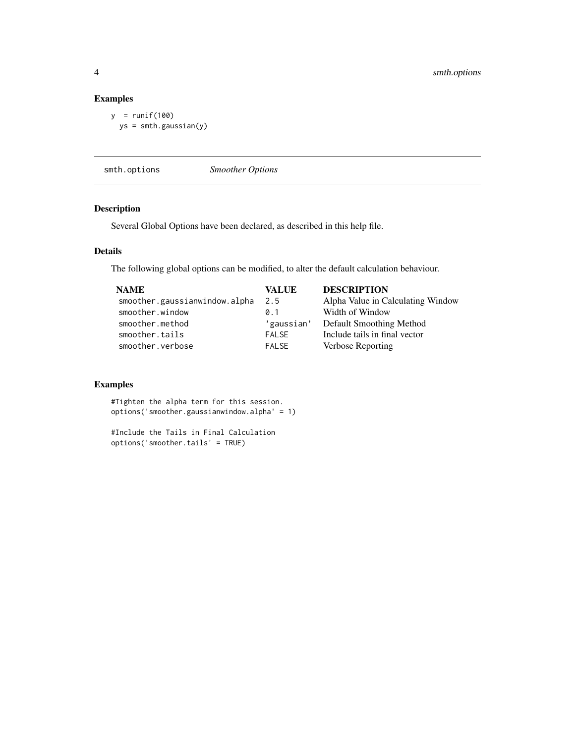## Examples

```
y  = runif(100)
  ys = smth.gaussian(y)
```

---

## smth.options — *Smoother Options*

### Description

Several Global Options have been declared, as described in this help file.

### Details

The following global options can be modified, to alter the default calculation behaviour.

| NAME | VALUE | DESCRIPTION |
|---|---|---|
| `smoother.gaussianwindow.alpha` | `2.5` | Alpha Value in Calculating Window |
| `smoother.window` | `0.1` | Width of Window |
| `smoother.method` | `'gaussian'` | Default Smoothing Method |
| `smoother.tails` | `FALSE` | Include tails in final vector |
| `smoother.verbose` | `FALSE` | Verbose Reporting |

### Examples

```
#Tighten the alpha term for this session.
options('smoother.gaussianwindow.alpha' = 1)

#Include the Tails in Final Calculation
options('smoother.tails' = TRUE)
```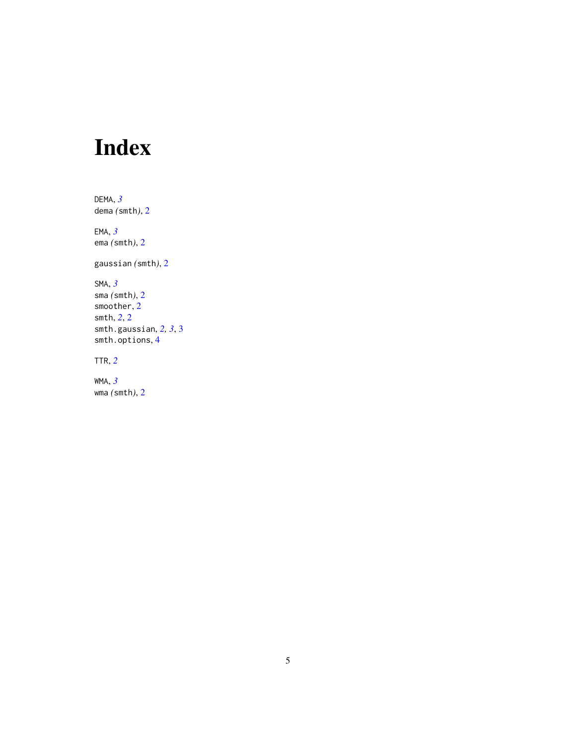# Index

DEMA, *3*
dema (smth), 2

EMA, *3*
ema (smth), 2

gaussian (smth), 2

SMA, *3*
sma (smth), 2
smoother, 2
smth, *2*, 2
smth.gaussian, *2, 3*, 3
smth.options, 4

TTR, *2*

WMA, *3*
wma (smth), 2